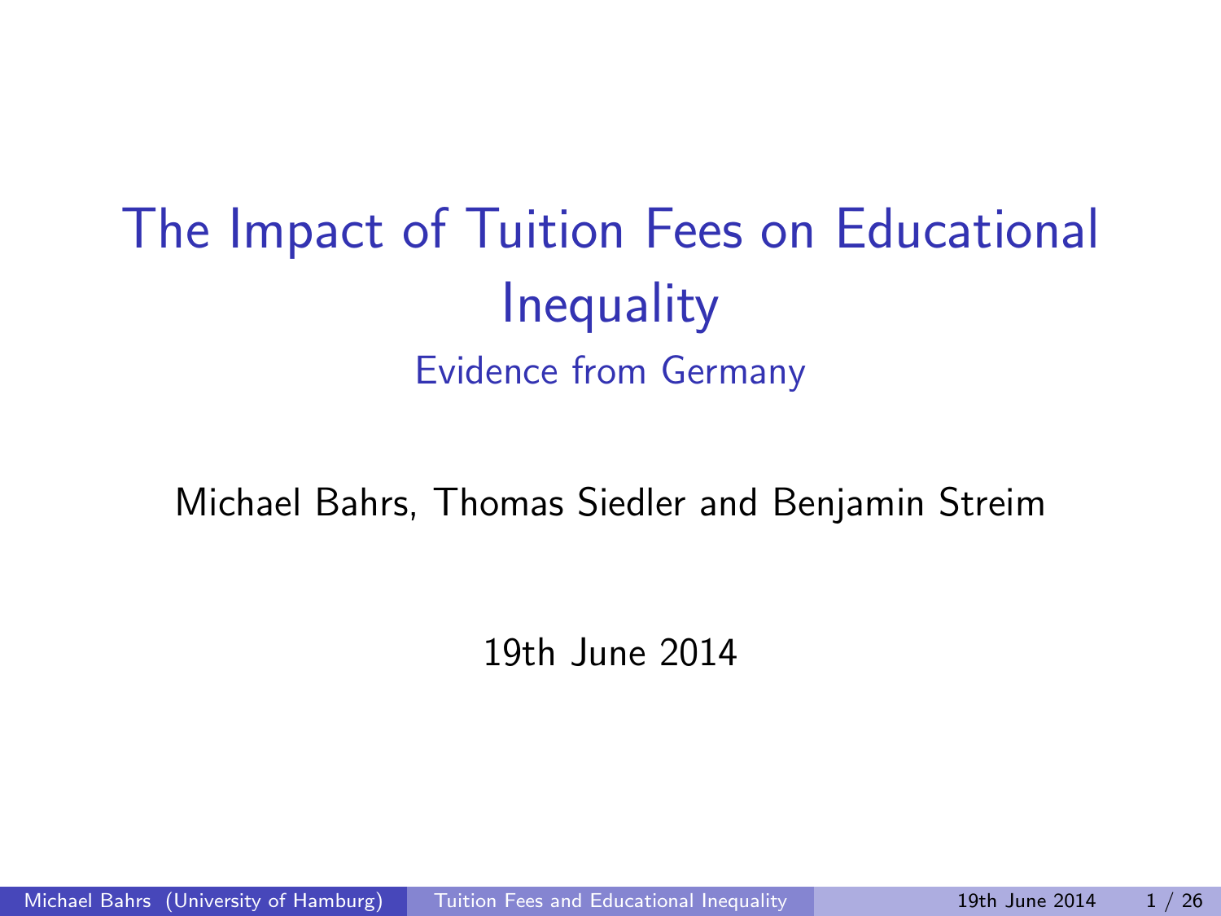# The Impact of Tuition Fees on Educational Inequality

## Evidence from Germany

Michael Bahrs, Thomas Siedler and Benjamin Streim

19th June 2014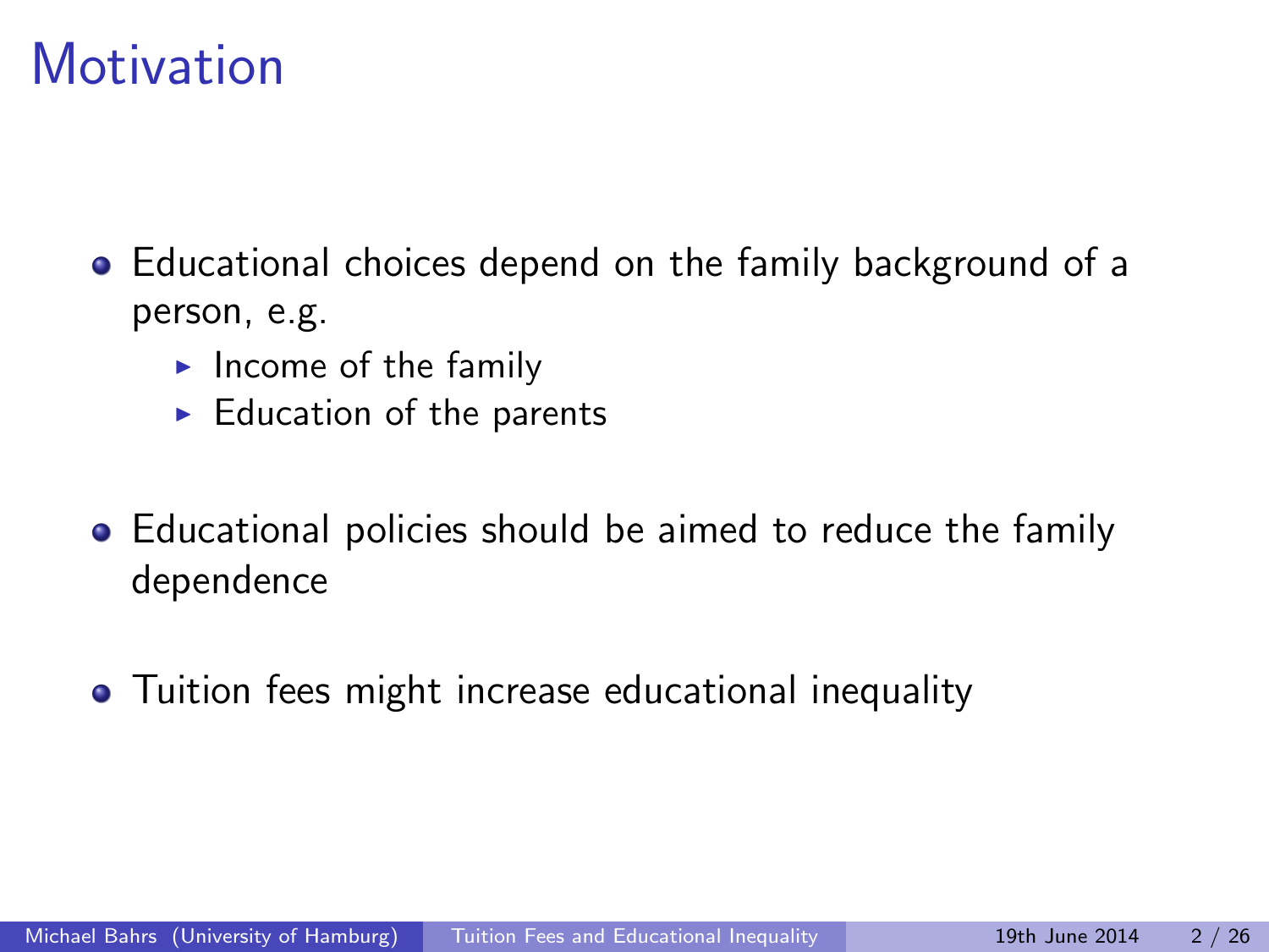# Motivation

- Educational choices depend on the family background of a person, e.g.
  - Income of the family
  - Education of the parents
- Educational policies should be aimed to reduce the family dependence
- Tuition fees might increase educational inequality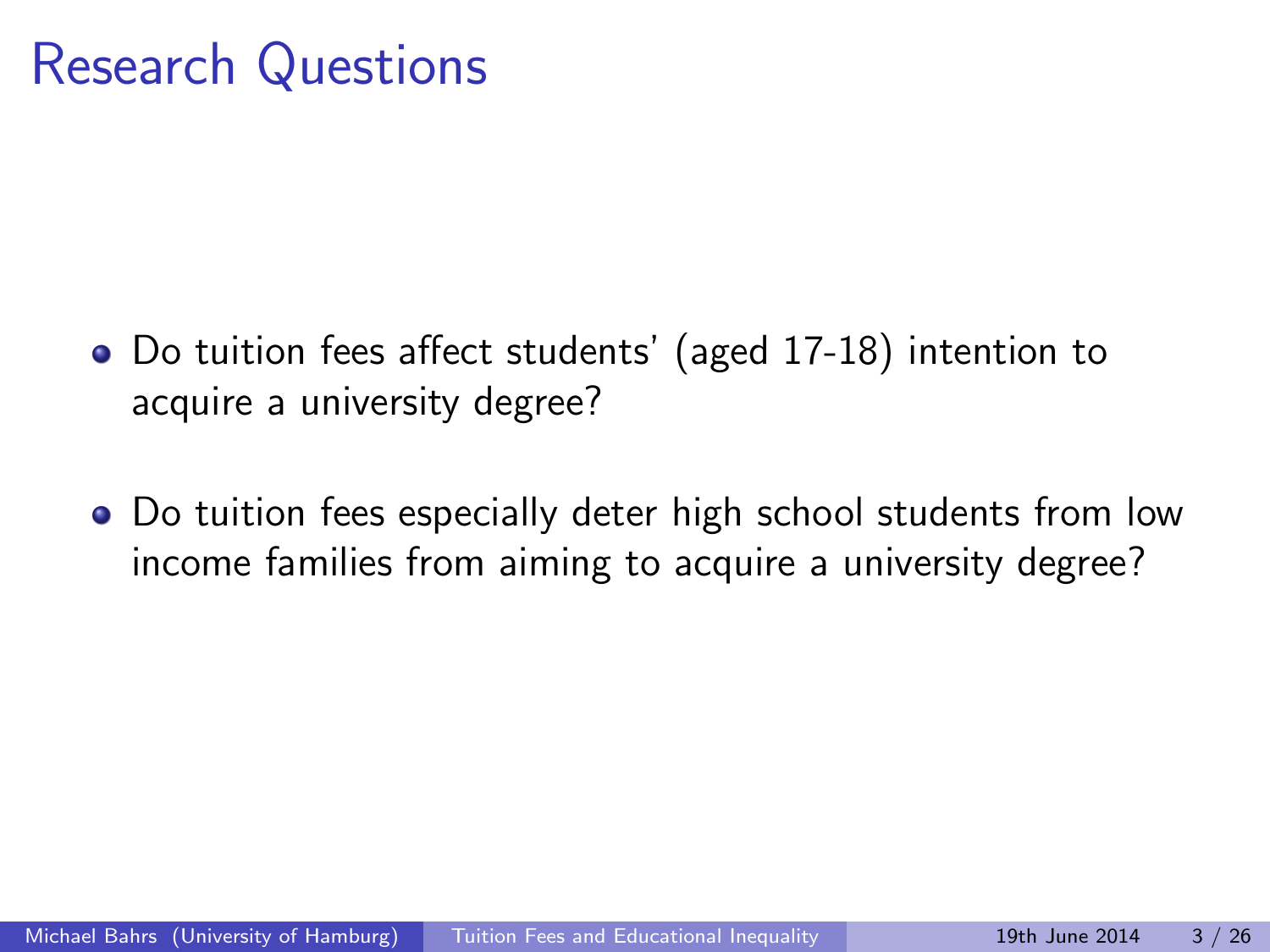# Research Questions

- Do tuition fees affect students' (aged 17-18) intention to acquire a university degree?
- Do tuition fees especially deter high school students from low income families from aiming to acquire a university degree?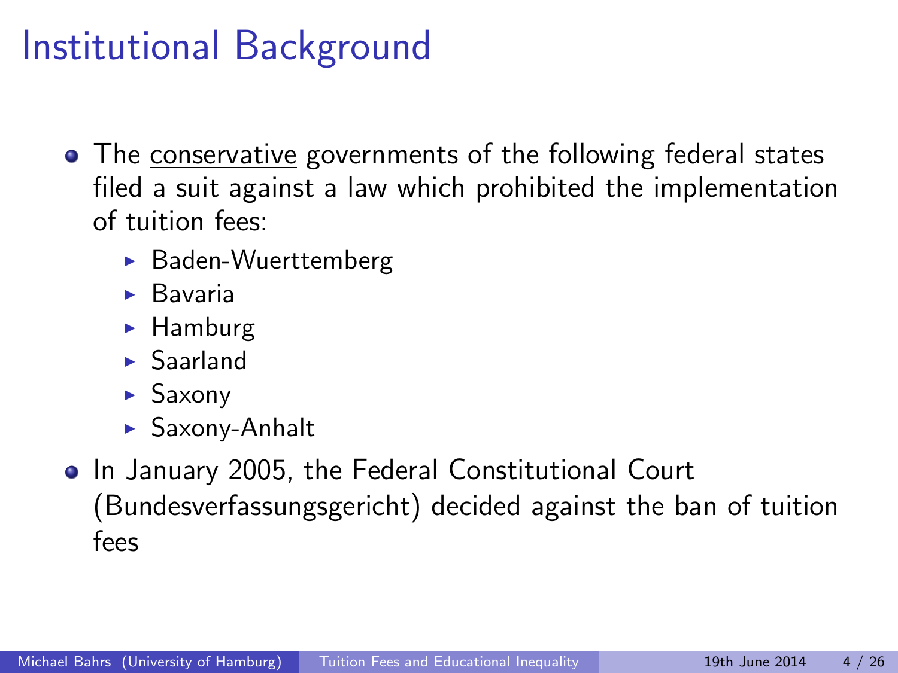# Institutional Background

- The <u>conservative</u> governments of the following federal states filed a suit against a law which prohibited the implementation of tuition fees:
  - Baden-Wuerttemberg
  - Bavaria
  - Hamburg
  - Saarland
  - Saxony
  - Saxony-Anhalt
- In January 2005, the Federal Constitutional Court (Bundesverfassungsgericht) decided against the ban of tuition fees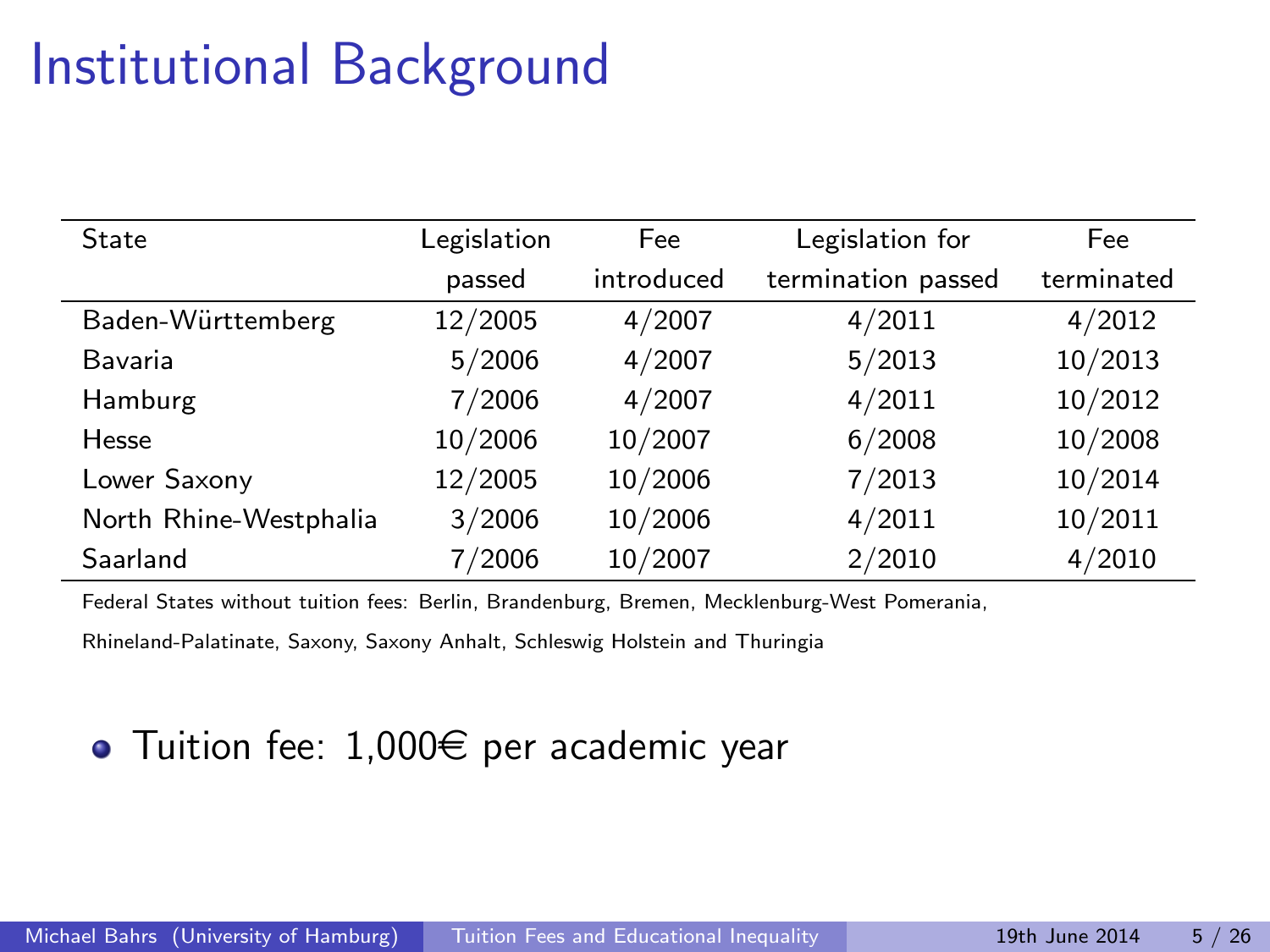# Institutional Background

| State | Legislation passed | Fee introduced | Legislation for termination passed | Fee terminated |
|---|---|---|---|---|
| Baden-Württemberg | 12/2005 | 4/2007 | 4/2011 | 4/2012 |
| Bavaria | 5/2006 | 4/2007 | 5/2013 | 10/2013 |
| Hamburg | 7/2006 | 4/2007 | 4/2011 | 10/2012 |
| Hesse | 10/2006 | 10/2007 | 6/2008 | 10/2008 |
| Lower Saxony | 12/2005 | 10/2006 | 7/2013 | 10/2014 |
| North Rhine-Westphalia | 3/2006 | 10/2006 | 4/2011 | 10/2011 |
| Saarland | 7/2006 | 10/2007 | 2/2010 | 4/2010 |

Federal States without tuition fees: Berlin, Brandenburg, Bremen, Mecklenburg-West Pomerania, Rhineland-Palatinate, Saxony, Saxony Anhalt, Schleswig Holstein and Thuringia

- Tuition fee: 1,000€ per academic year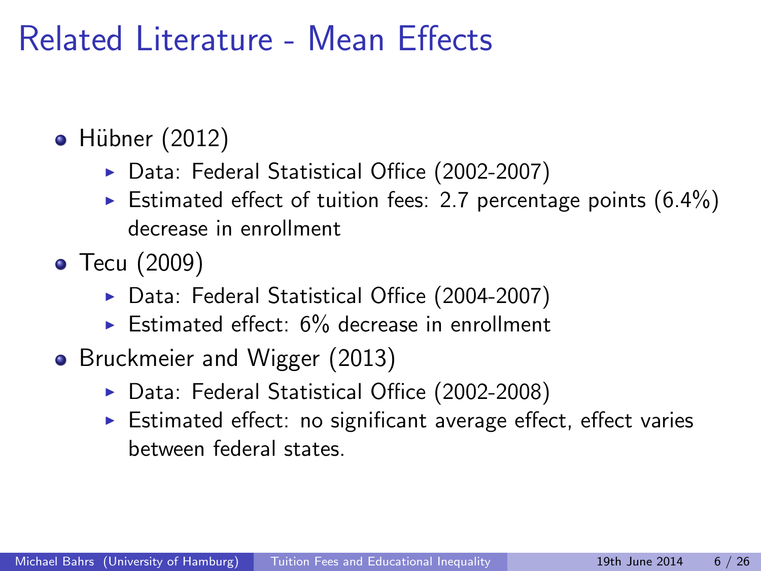# Related Literature - Mean Effects

- Hübner (2012)
  - Data: Federal Statistical Office (2002-2007)
  - Estimated effect of tuition fees: 2.7 percentage points (6.4%) decrease in enrollment
- Tecu (2009)
  - Data: Federal Statistical Office (2004-2007)
  - Estimated effect: 6% decrease in enrollment
- Bruckmeier and Wigger (2013)
  - Data: Federal Statistical Office (2002-2008)
  - Estimated effect: no significant average effect, effect varies between federal states.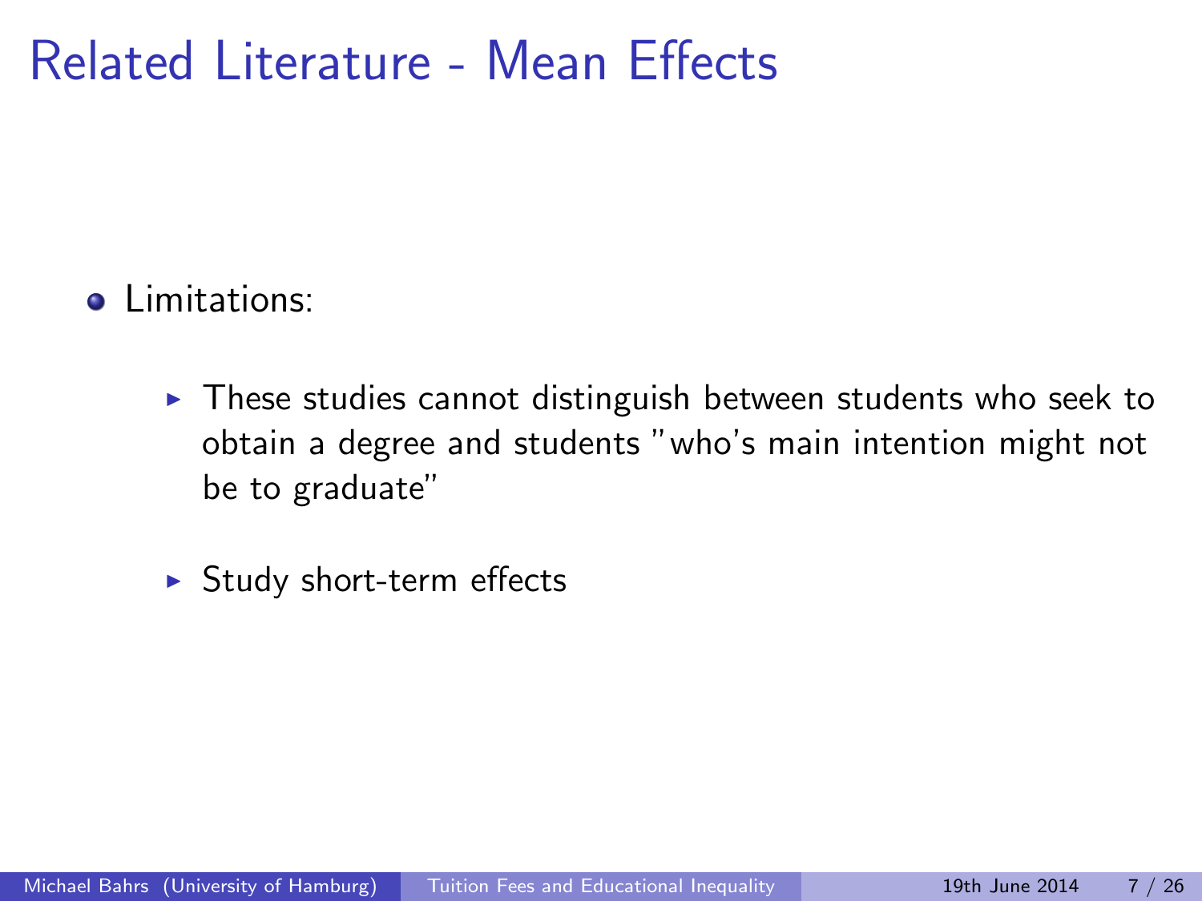# Related Literature - Mean Effects

- Limitations:
  - These studies cannot distinguish between students who seek to obtain a degree and students "who's main intention might not be to graduate"
  - Study short-term effects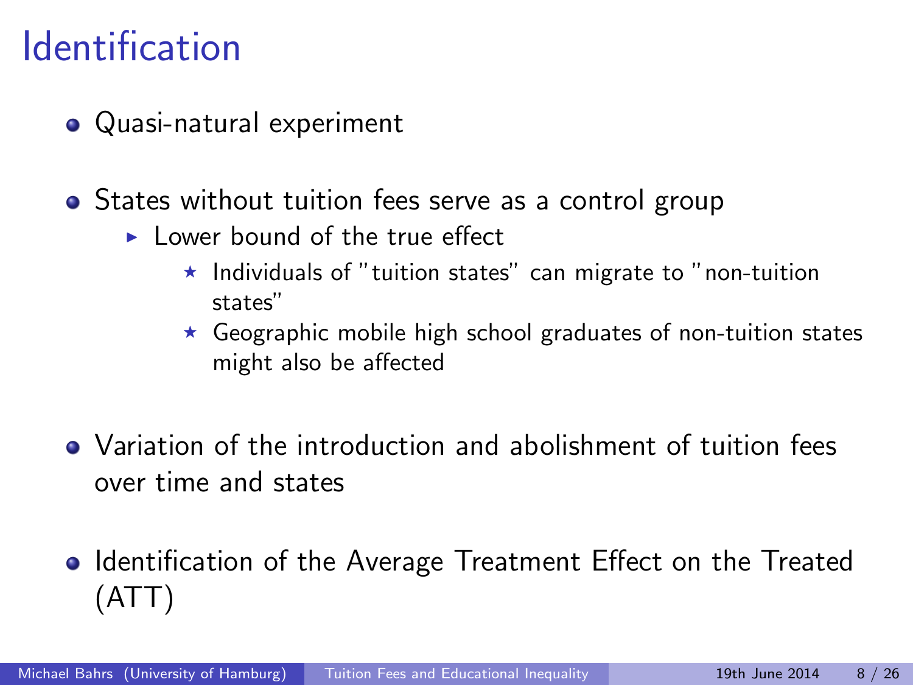# Identification

- Quasi-natural experiment
- States without tuition fees serve as a control group
  - Lower bound of the true effect
    - Individuals of "tuition states" can migrate to "non-tuition states"
    - Geographic mobile high school graduates of non-tuition states might also be affected
- Variation of the introduction and abolishment of tuition fees over time and states
- Identification of the Average Treatment Effect on the Treated (ATT)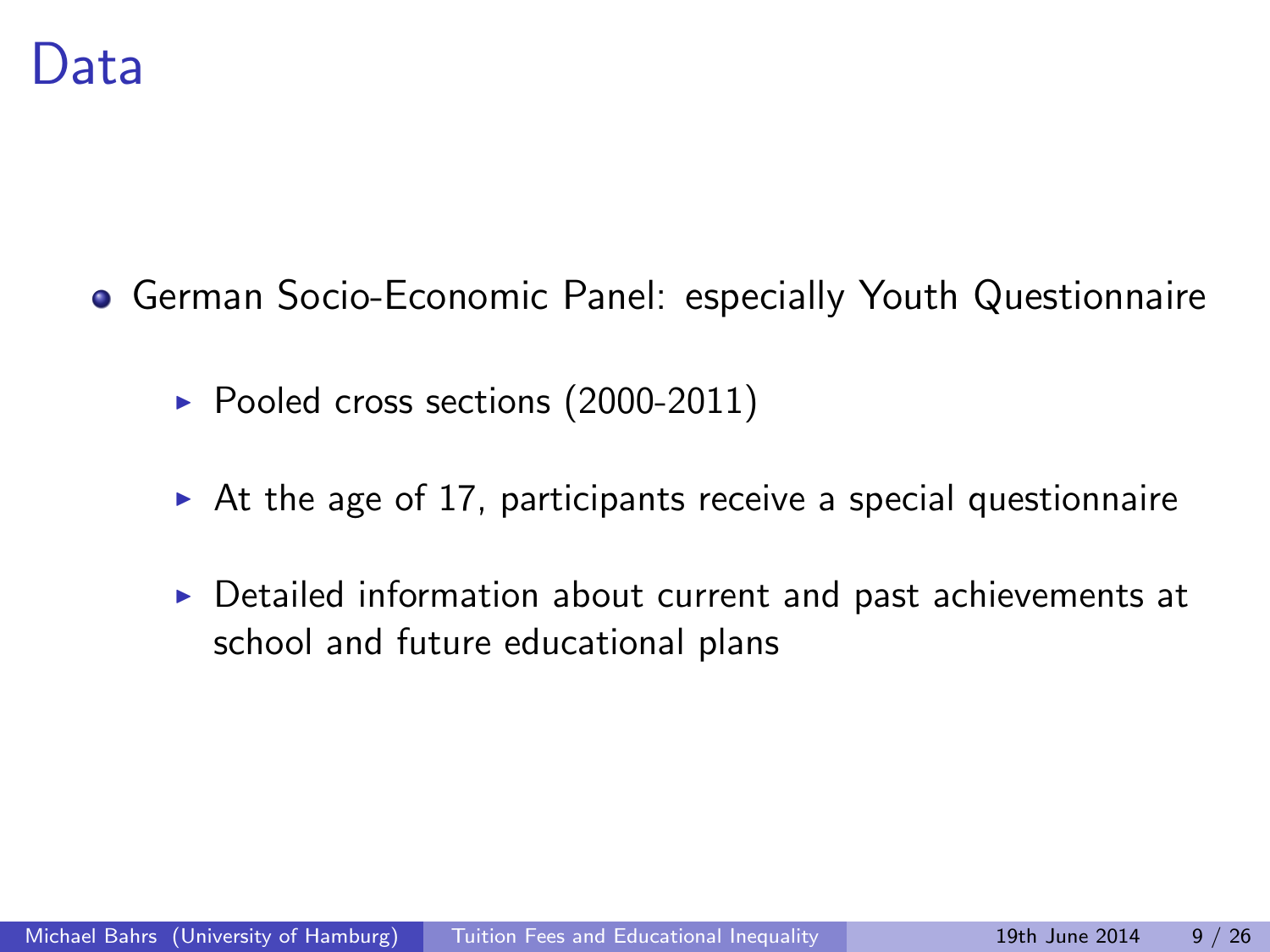# Data

- German Socio-Economic Panel: especially Youth Questionnaire
  - Pooled cross sections (2000-2011)
  - At the age of 17, participants receive a special questionnaire
  - Detailed information about current and past achievements at school and future educational plans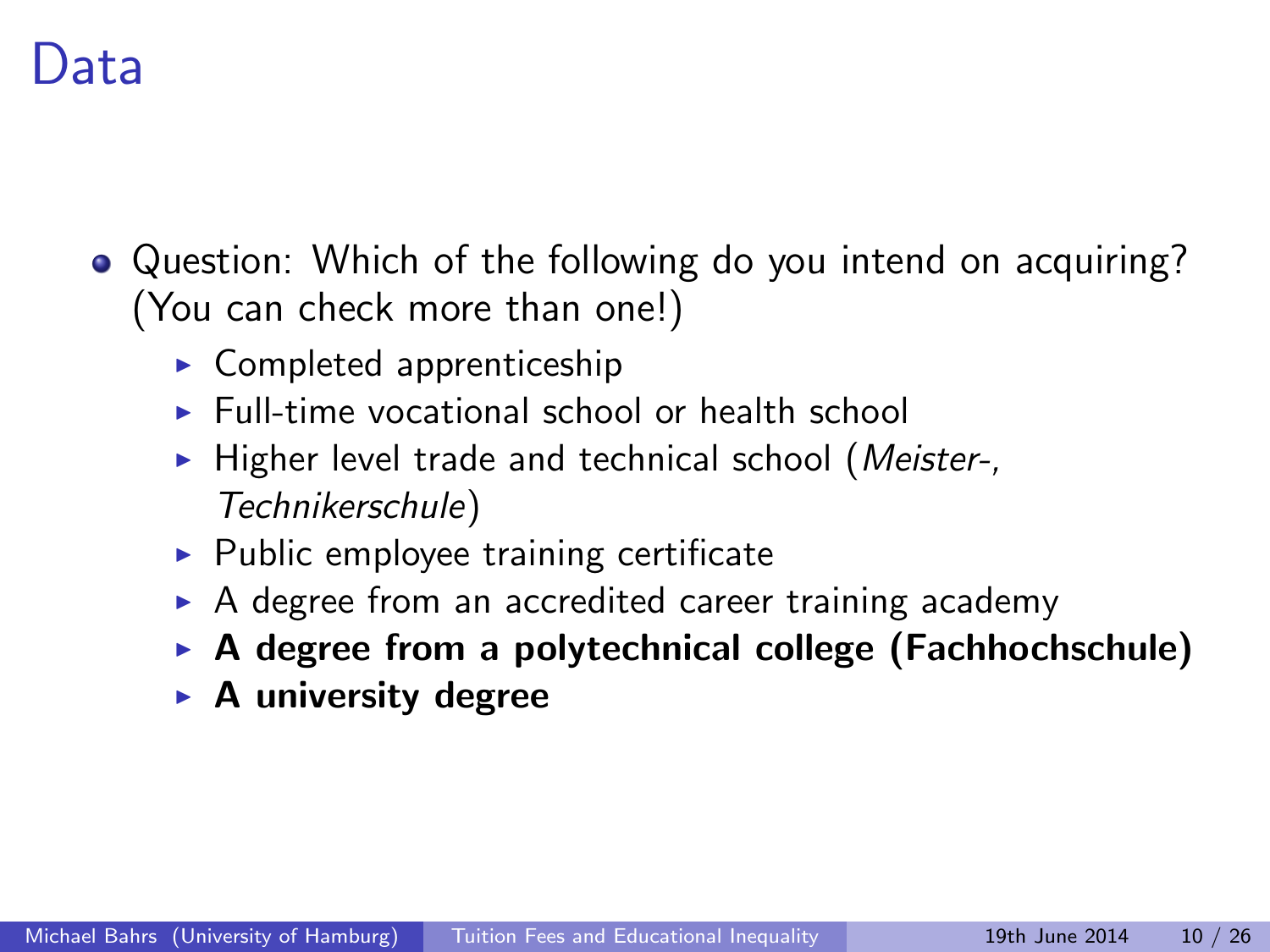# Data

- Question: Which of the following do you intend on acquiring? (You can check more than one!)
  - Completed apprenticeship
  - Full-time vocational school or health school
  - Higher level trade and technical school (*Meister-, Technikerschule*)
  - Public employee training certificate
  - A degree from an accredited career training academy
  - **A degree from a polytechnical college (Fachhochschule)**
  - **A university degree**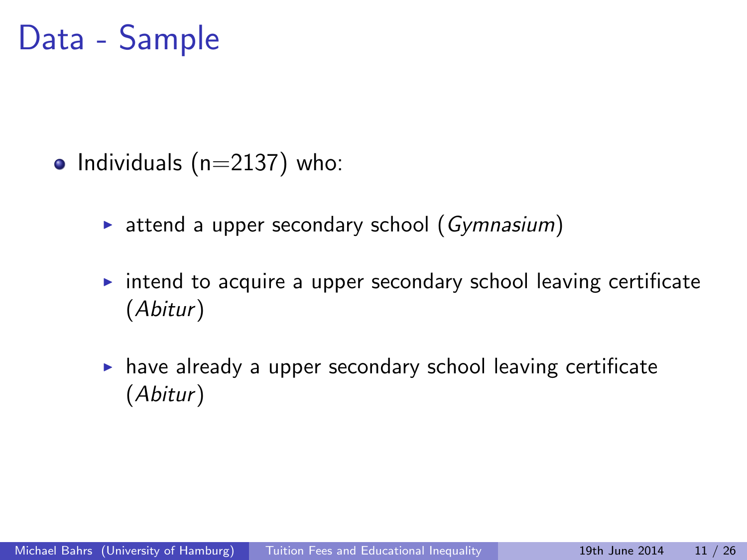# Data - Sample

- Individuals (n=2137) who:
  - attend a upper secondary school (*Gymnasium*)
  - intend to acquire a upper secondary school leaving certificate (*Abitur*)
  - have already a upper secondary school leaving certificate (*Abitur*)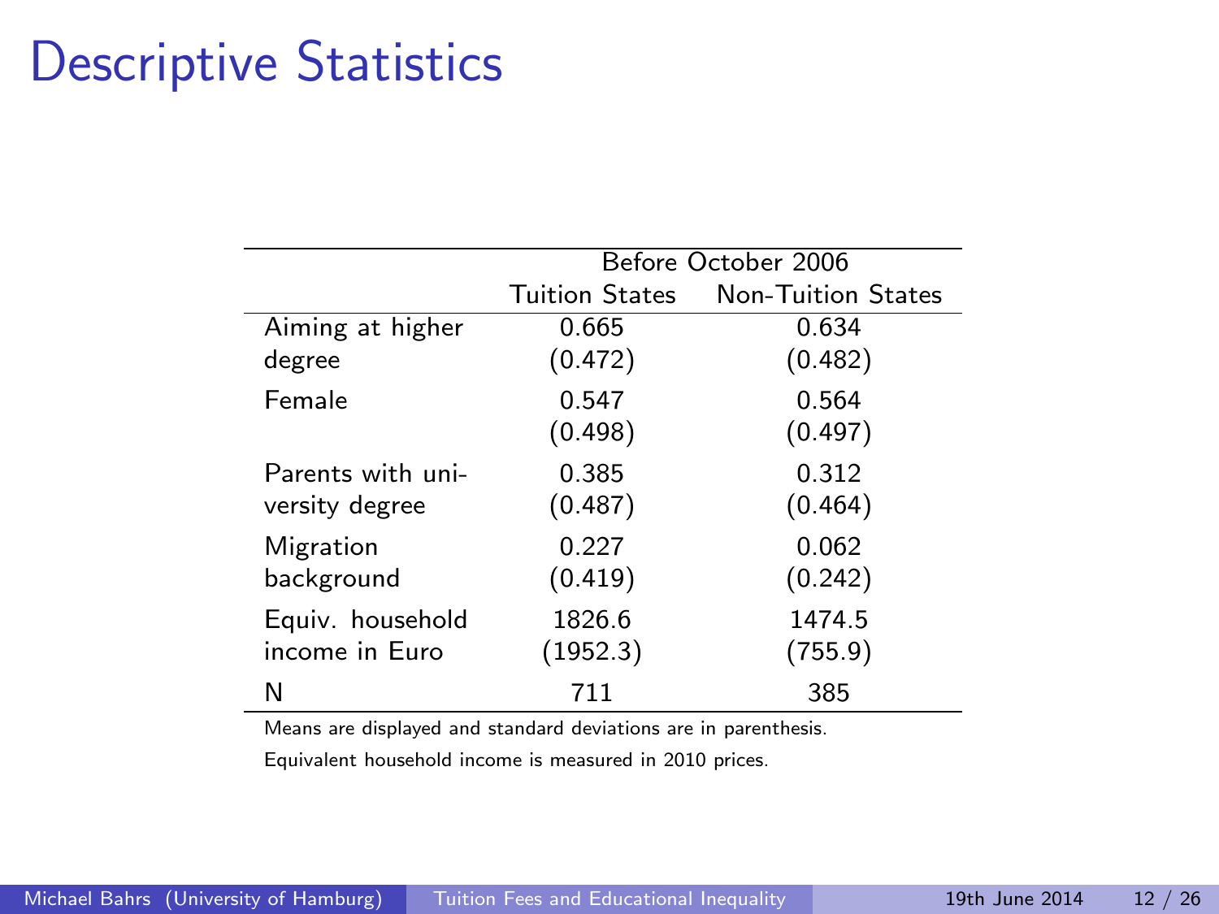# Descriptive Statistics

| | Before October 2006 | |
|---|---|---|
| | Tuition States | Non-Tuition States |
| Aiming at higher degree | 0.665 | 0.634 |
| | (0.472) | (0.482) |
| Female | 0.547 | 0.564 |
| | (0.498) | (0.497) |
| Parents with university degree | 0.385 | 0.312 |
| | (0.487) | (0.464) |
| Migration background | 0.227 | 0.062 |
| | (0.419) | (0.242) |
| Equiv. household income in Euro | 1826.6 | 1474.5 |
| | (1952.3) | (755.9) |
| N | 711 | 385 |

Means are displayed and standard deviations are in parenthesis.

Equivalent household income is measured in 2010 prices.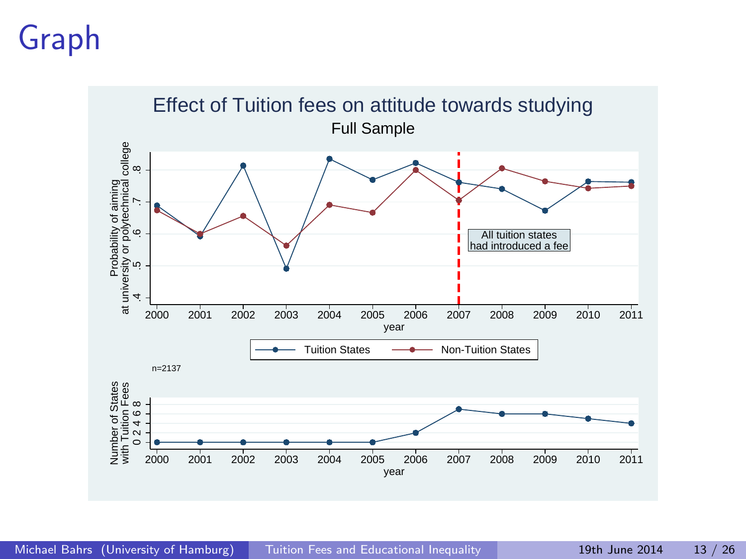# Graph

Effect of Tuition fees on attitude towards studying

Full Sample

Probability of aiming at university or polytechnical college

All tuition states had introduced a fee

Tuition States — Non-Tuition States

n=2137

Number of States with Tuition Fees

year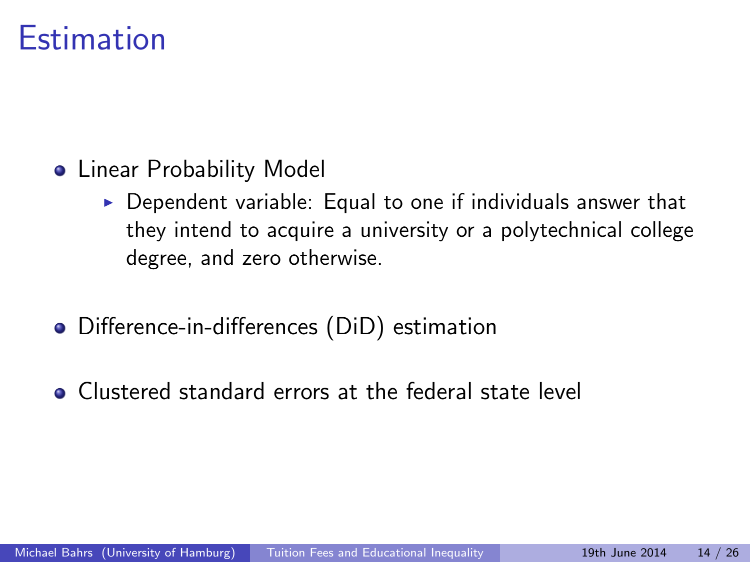# Estimation

- Linear Probability Model
  - Dependent variable: Equal to one if individuals answer that they intend to acquire a university or a polytechnical college degree, and zero otherwise.
- Difference-in-differences (DiD) estimation
- Clustered standard errors at the federal state level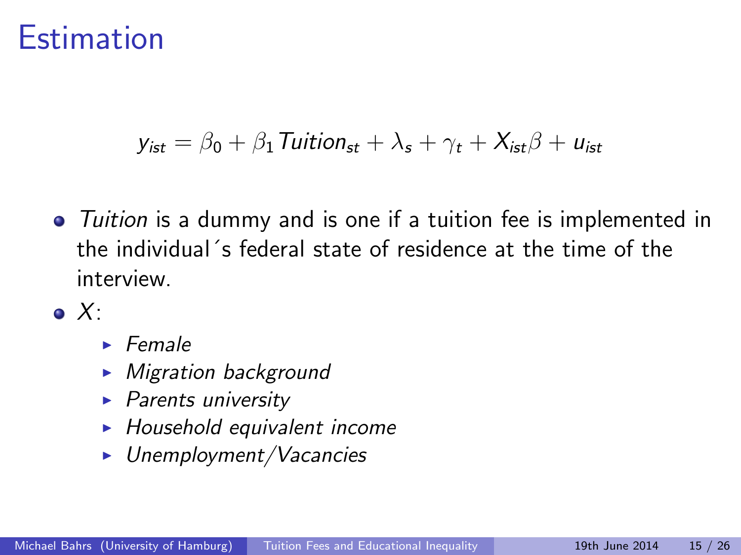# Estimation

$$y_{ist} = \beta_0 + \beta_1 Tuition_{st} + \lambda_s + \gamma_t + X_{ist}\beta + u_{ist}$$

- *Tuition* is a dummy and is one if a tuition fee is implemented in the individual´s federal state of residence at the time of the interview.
- $X$:
  - *Female*
  - *Migration background*
  - *Parents university*
  - *Household equivalent income*
  - *Unemployment/Vacancies*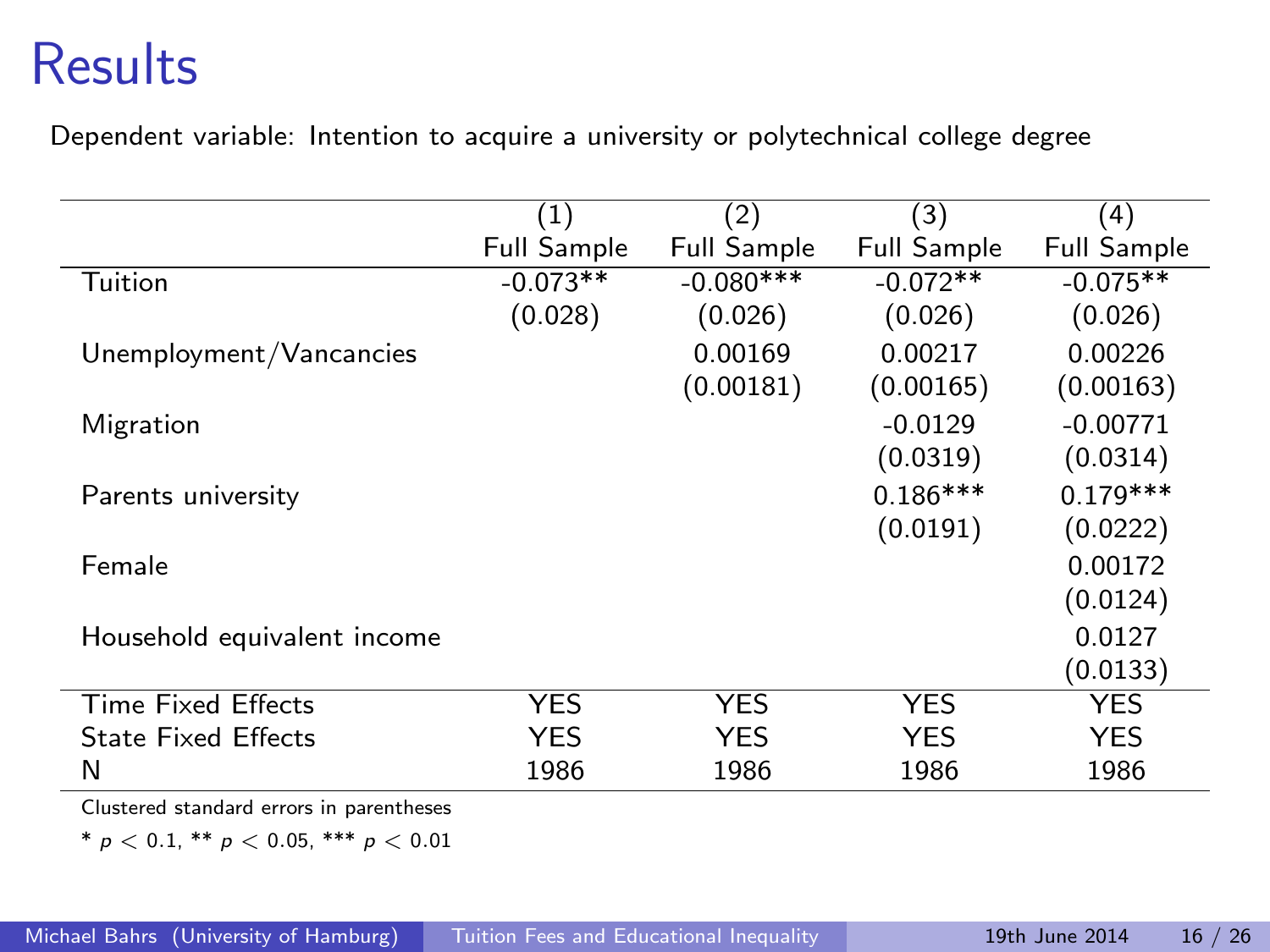# Results

Dependent variable: Intention to acquire a university or polytechnical college degree

| | (1) | (2) | (3) | (4) |
|---|---|---|---|---|
| | Full Sample | Full Sample | Full Sample | Full Sample |
| Tuition | -0.073** | -0.080*** | -0.072** | -0.075** |
| | (0.028) | (0.026) | (0.026) | (0.026) |
| Unemployment/Vancancies | | 0.00169 | 0.00217 | 0.00226 |
| | | (0.00181) | (0.00165) | (0.00163) |
| Migration | | | -0.0129 | -0.00771 |
| | | | (0.0319) | (0.0314) |
| Parents university | | | 0.186*** | 0.179*** |
| | | | (0.0191) | (0.0222) |
| Female | | | | 0.00172 |
| | | | | (0.0124) |
| Household equivalent income | | | | 0.0127 |
| | | | | (0.0133) |
| Time Fixed Effects | YES | YES | YES | YES |
| State Fixed Effects | YES | YES | YES | YES |
| N | 1986 | 1986 | 1986 | 1986 |

Clustered standard errors in parentheses

* $p < 0.1$, ** $p < 0.05$, *** $p < 0.01$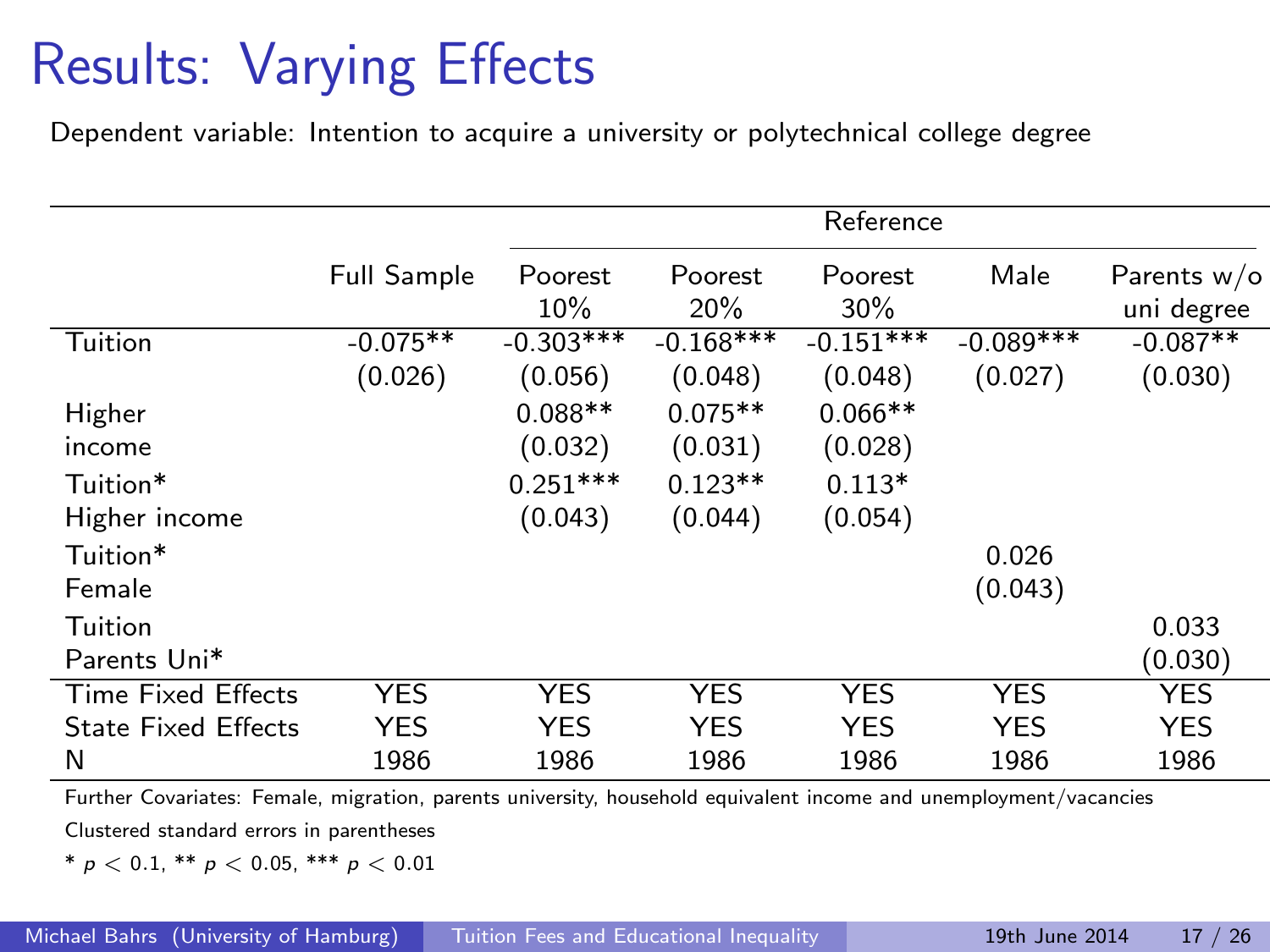# Results: Varying Effects

Dependent variable: Intention to acquire a university or polytechnical college degree

| | Full Sample | Reference | | | | |
|---|---|---|---|---|---|---|
| | | Poorest 10% | Poorest 20% | Poorest 30% | Male | Parents w/o uni degree |
| Tuition | -0.075** | -0.303*** | -0.168*** | -0.151*** | -0.089*** | -0.087** |
| | (0.026) | (0.056) | (0.048) | (0.048) | (0.027) | (0.030) |
| Higher income | | 0.088** | 0.075** | 0.066** | | |
| | | (0.032) | (0.031) | (0.028) | | |
| Tuition* Higher income | | 0.251*** | 0.123** | 0.113* | | |
| | | (0.043) | (0.044) | (0.054) | | |
| Tuition* Female | | | | | 0.026 | |
| | | | | | (0.043) | |
| Tuition Parents Uni* | | | | | | 0.033 |
| | | | | | | (0.030) |
| Time Fixed Effects | YES | YES | YES | YES | YES | YES |
| State Fixed Effects | YES | YES | YES | YES | YES | YES |
| N | 1986 | 1986 | 1986 | 1986 | 1986 | 1986 |

Further Covariates: Female, migration, parents university, household equivalent income and unemployment/vacancies

Clustered standard errors in parentheses

* $p < 0.1$, ** $p < 0.05$, *** $p < 0.01$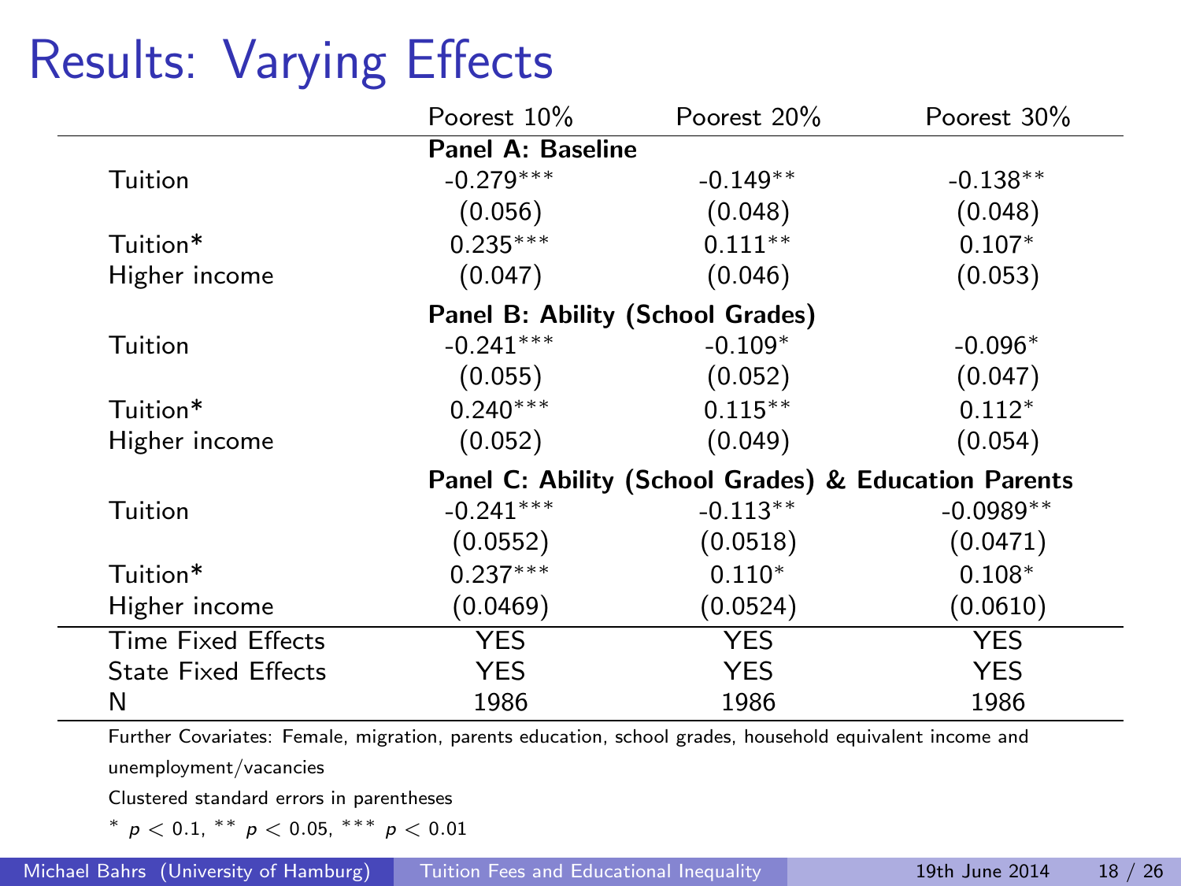# Results: Varying Effects

| | Poorest 10% | Poorest 20% | Poorest 30% |
|---|---|---|---|
| | **Panel A: Baseline** | | |
| Tuition | -0.279*** | -0.149** | -0.138** |
| | (0.056) | (0.048) | (0.048) |
| Tuition* Higher income | 0.235*** | 0.111** | 0.107* |
| | (0.047) | (0.046) | (0.053) |
| | **Panel B: Ability (School Grades)** | | |
| Tuition | -0.241*** | -0.109* | -0.096* |
| | (0.055) | (0.052) | (0.047) |
| Tuition* Higher income | 0.240*** | 0.115** | 0.112* |
| | (0.052) | (0.049) | (0.054) |
| | **Panel C: Ability (School Grades) & Education Parents** | | |
| Tuition | -0.241*** | -0.113** | -0.0989** |
| | (0.0552) | (0.0518) | (0.0471) |
| Tuition* Higher income | 0.237*** | 0.110* | 0.108* |
| | (0.0469) | (0.0524) | (0.0610) |
| Time Fixed Effects | YES | YES | YES |
| State Fixed Effects | YES | YES | YES |
| N | 1986 | 1986 | 1986 |

Further Covariates: Female, migration, parents education, school grades, household equivalent income and unemployment/vacancies

Clustered standard errors in parentheses

* $p < 0.1$, ** $p < 0.05$, *** $p < 0.01$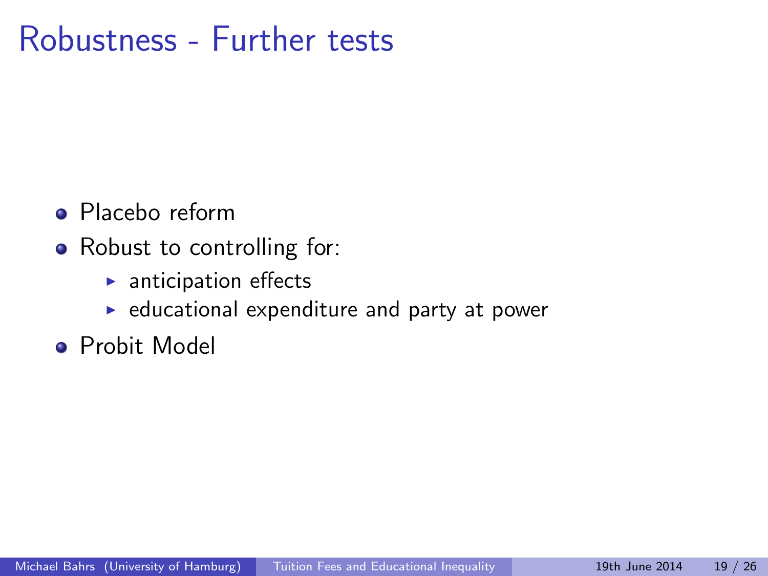# Robustness - Further tests

- Placebo reform
- Robust to controlling for:
  - anticipation effects
  - educational expenditure and party at power
- Probit Model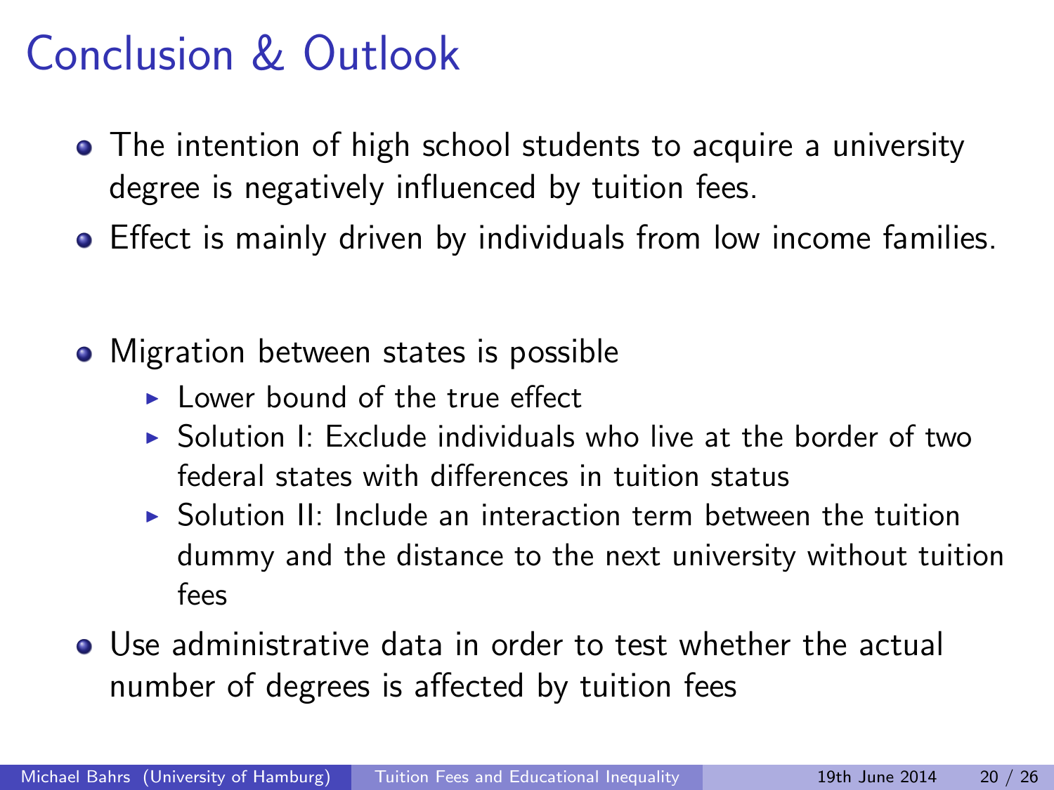# Conclusion & Outlook

- The intention of high school students to acquire a university degree is negatively influenced by tuition fees.
- Effect is mainly driven by individuals from low income families.

- Migration between states is possible
  - Lower bound of the true effect
  - Solution I: Exclude individuals who live at the border of two federal states with differences in tuition status
  - Solution II: Include an interaction term between the tuition dummy and the distance to the next university without tuition fees
- Use administrative data in order to test whether the actual number of degrees is affected by tuition fees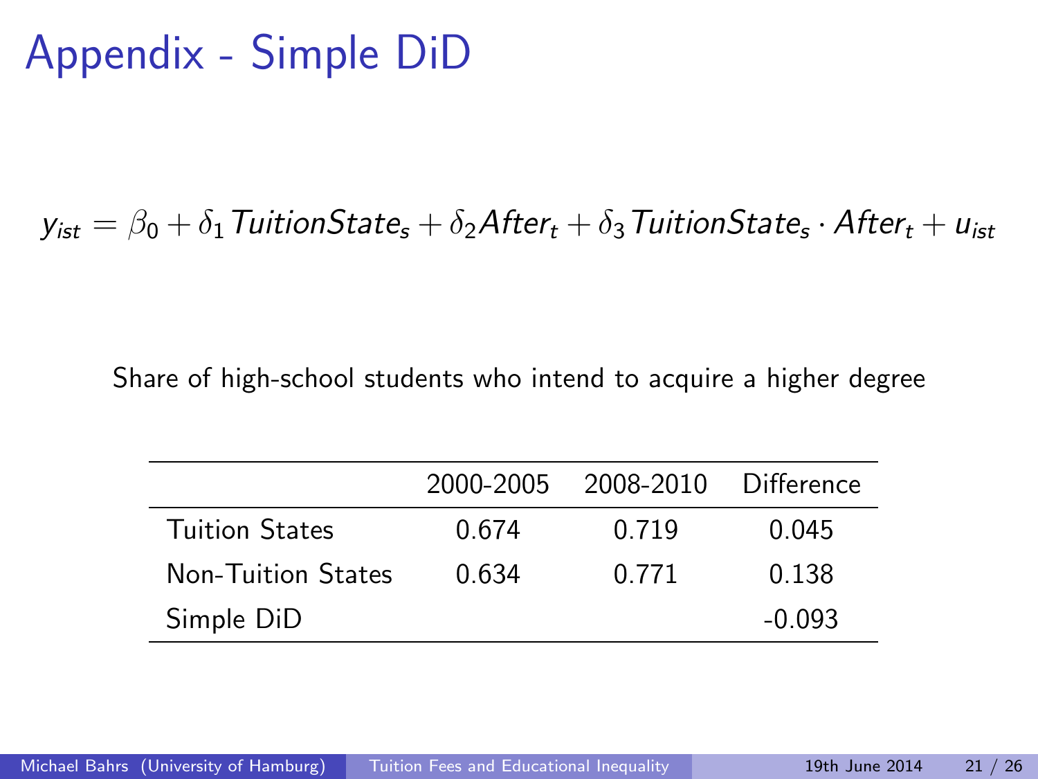# Appendix - Simple DiD

$$y_{ist} = \beta_0 + \delta_1 TuitionState_s + \delta_2 After_t + \delta_3 TuitionState_s \cdot After_t + u_{ist}$$

Share of high-school students who intend to acquire a higher degree

| | 2000-2005 | 2008-2010 | Difference |
|---|---|---|---|
| Tuition States | 0.674 | 0.719 | 0.045 |
| Non-Tuition States | 0.634 | 0.771 | 0.138 |
| Simple DiD | | | -0.093 |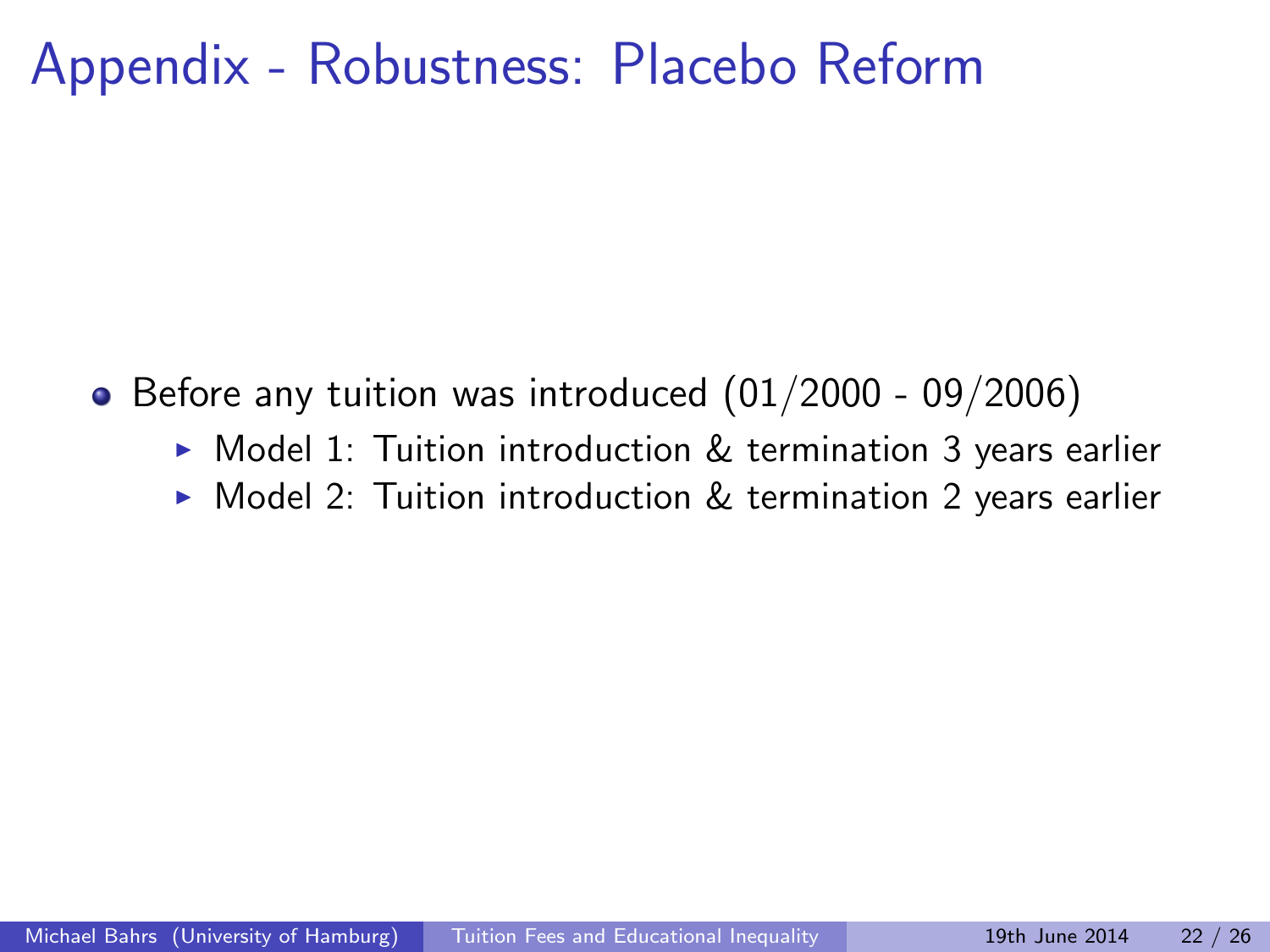# Appendix - Robustness: Placebo Reform

- Before any tuition was introduced (01/2000 - 09/2006)
  - Model 1: Tuition introduction & termination 3 years earlier
  - Model 2: Tuition introduction & termination 2 years earlier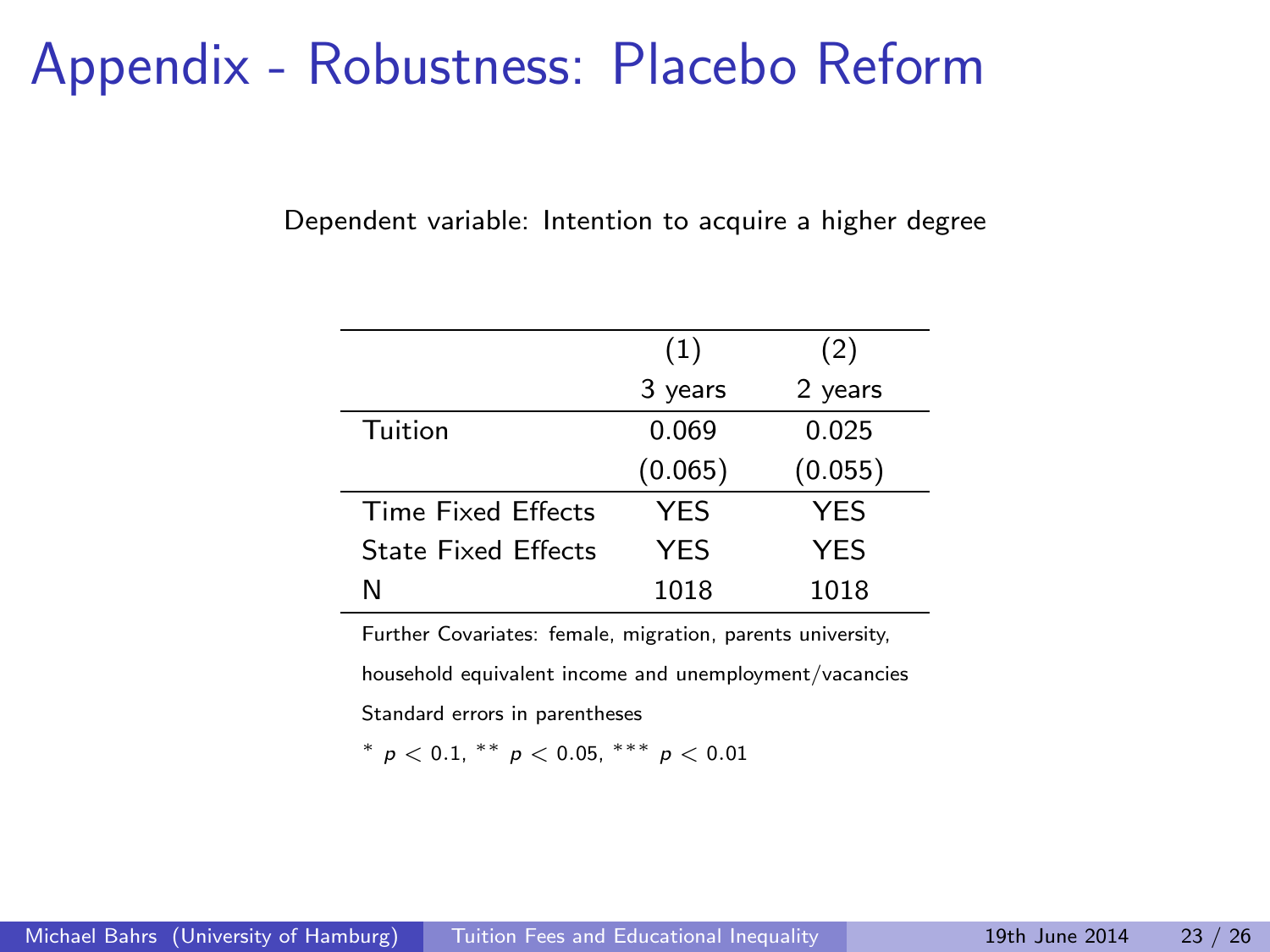# Appendix - Robustness: Placebo Reform

Dependent variable: Intention to acquire a higher degree

| | (1) | (2) |
|---|---|---|
| | 3 years | 2 years |
| Tuition | 0.069 | 0.025 |
| | (0.065) | (0.055) |
| Time Fixed Effects | YES | YES |
| State Fixed Effects | YES | YES |
| N | 1018 | 1018 |

Further Covariates: female, migration, parents university, household equivalent income and unemployment/vacancies

Standard errors in parentheses

$^{*}$ $p < 0.1$, $^{**}$ $p < 0.05$, $^{***}$ $p < 0.01$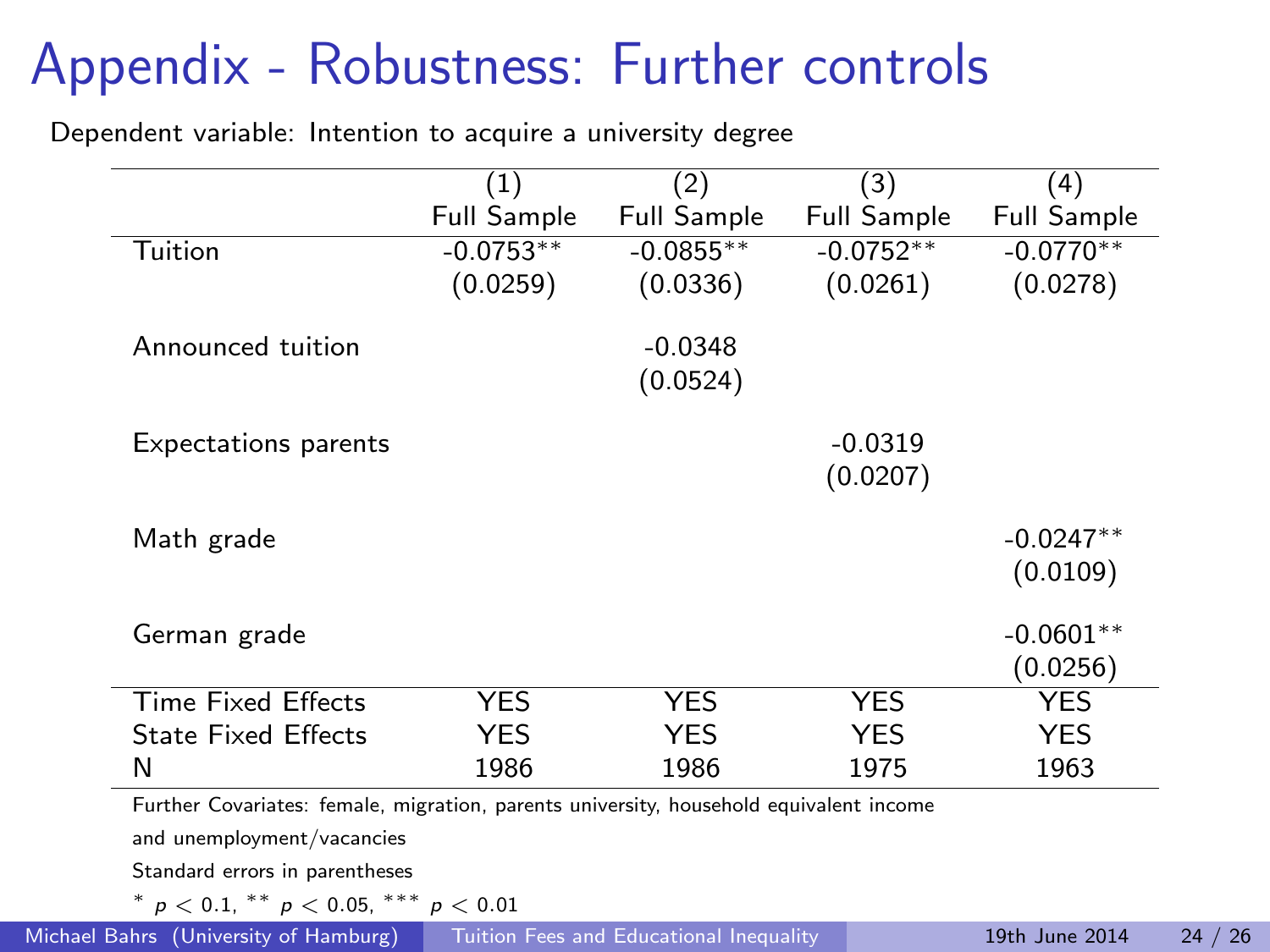# Appendix - Robustness: Further controls

Dependent variable: Intention to acquire a university degree

| | (1) Full Sample | (2) Full Sample | (3) Full Sample | (4) Full Sample |
|---|---|---|---|---|
| Tuition | -0.0753** | -0.0855** | -0.0752** | -0.0770** |
| | (0.0259) | (0.0336) | (0.0261) | (0.0278) |
| Announced tuition | | -0.0348 | | |
| | | (0.0524) | | |
| Expectations parents | | | -0.0319 | |
| | | | (0.0207) | |
| Math grade | | | | -0.0247** |
| | | | | (0.0109) |
| German grade | | | | -0.0601** |
| | | | | (0.0256) |
| Time Fixed Effects | YES | YES | YES | YES |
| State Fixed Effects | YES | YES | YES | YES |
| N | 1986 | 1986 | 1975 | 1963 |

Further Covariates: female, migration, parents university, household equivalent income and unemployment/vacancies

Standard errors in parentheses

* $p < 0.1$, ** $p < 0.05$, *** $p < 0.01$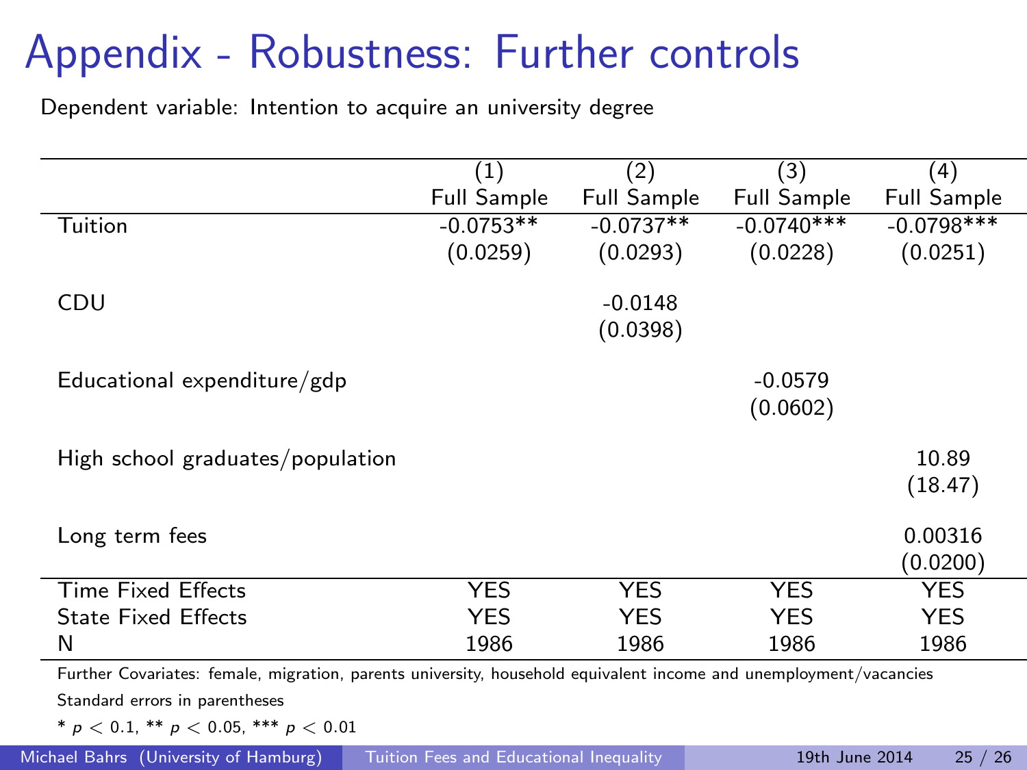# Appendix - Robustness: Further controls

Dependent variable: Intention to acquire an university degree

| | (1) Full Sample | (2) Full Sample | (3) Full Sample | (4) Full Sample |
|---|---|---|---|---|
| Tuition | -0.0753** | -0.0737** | -0.0740*** | -0.0798*** |
| | (0.0259) | (0.0293) | (0.0228) | (0.0251) |
| CDU | | -0.0148 | | |
| | | (0.0398) | | |
| Educational expenditure/gdp | | | -0.0579 | |
| | | | (0.0602) | |
| High school graduates/population | | | | 10.89 |
| | | | | (18.47) |
| Long term fees | | | | 0.00316 |
| | | | | (0.0200) |
| Time Fixed Effects | YES | YES | YES | YES |
| State Fixed Effects | YES | YES | YES | YES |
| N | 1986 | 1986 | 1986 | 1986 |

Further Covariates: female, migration, parents university, household equivalent income and unemployment/vacancies

Standard errors in parentheses

* $p < 0.1$, ** $p < 0.05$, *** $p < 0.01$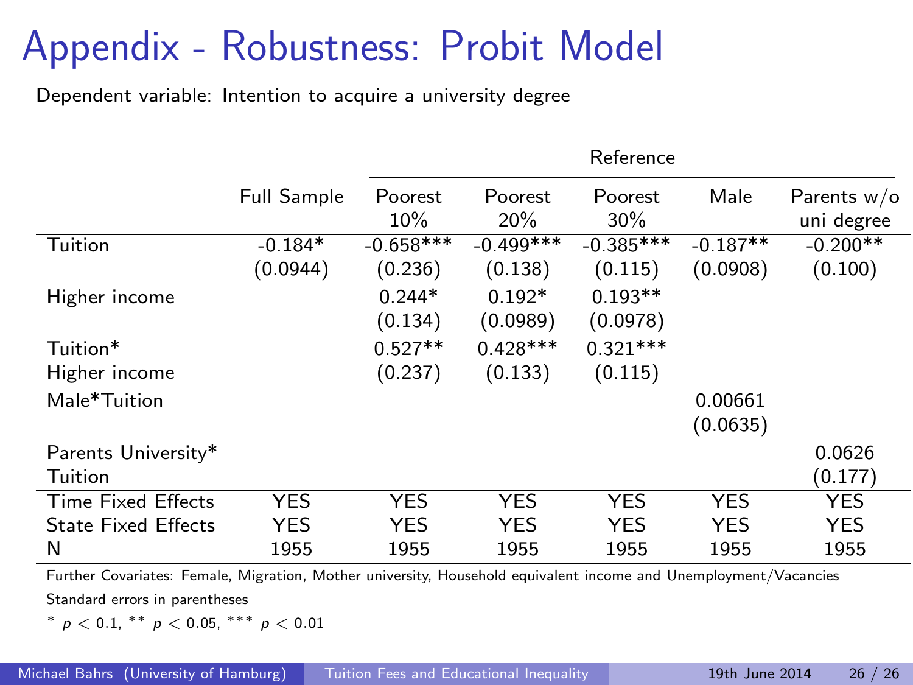# Appendix - Robustness: Probit Model

Dependent variable: Intention to acquire a university degree

| | | Reference | | | | |
|---|---|---|---|---|---|---|
| | Full Sample | Poorest 10% | Poorest 20% | Poorest 30% | Male | Parents w/o uni degree |
| Tuition | -0.184* | -0.658*** | -0.499*** | -0.385*** | -0.187** | -0.200** |
| | (0.0944) | (0.236) | (0.138) | (0.115) | (0.0908) | (0.100) |
| Higher income | | 0.244* | 0.192* | 0.193** | | |
| | | (0.134) | (0.0989) | (0.0978) | | |
| Tuition* Higher income | | 0.527** | 0.428*** | 0.321*** | | |
| | | (0.237) | (0.133) | (0.115) | | |
| Male*Tuition | | | | | 0.00661 | |
| | | | | | (0.0635) | |
| Parents University* Tuition | | | | | | 0.0626 |
| | | | | | | (0.177) |
| Time Fixed Effects | YES | YES | YES | YES | YES | YES |
| State Fixed Effects | YES | YES | YES | YES | YES | YES |
| N | 1955 | 1955 | 1955 | 1955 | 1955 | 1955 |

Further Covariates: Female, Migration, Mother university, Household equivalent income and Unemployment/Vacancies

Standard errors in parentheses

* $p < 0.1$, ** $p < 0.05$, *** $p < 0.01$